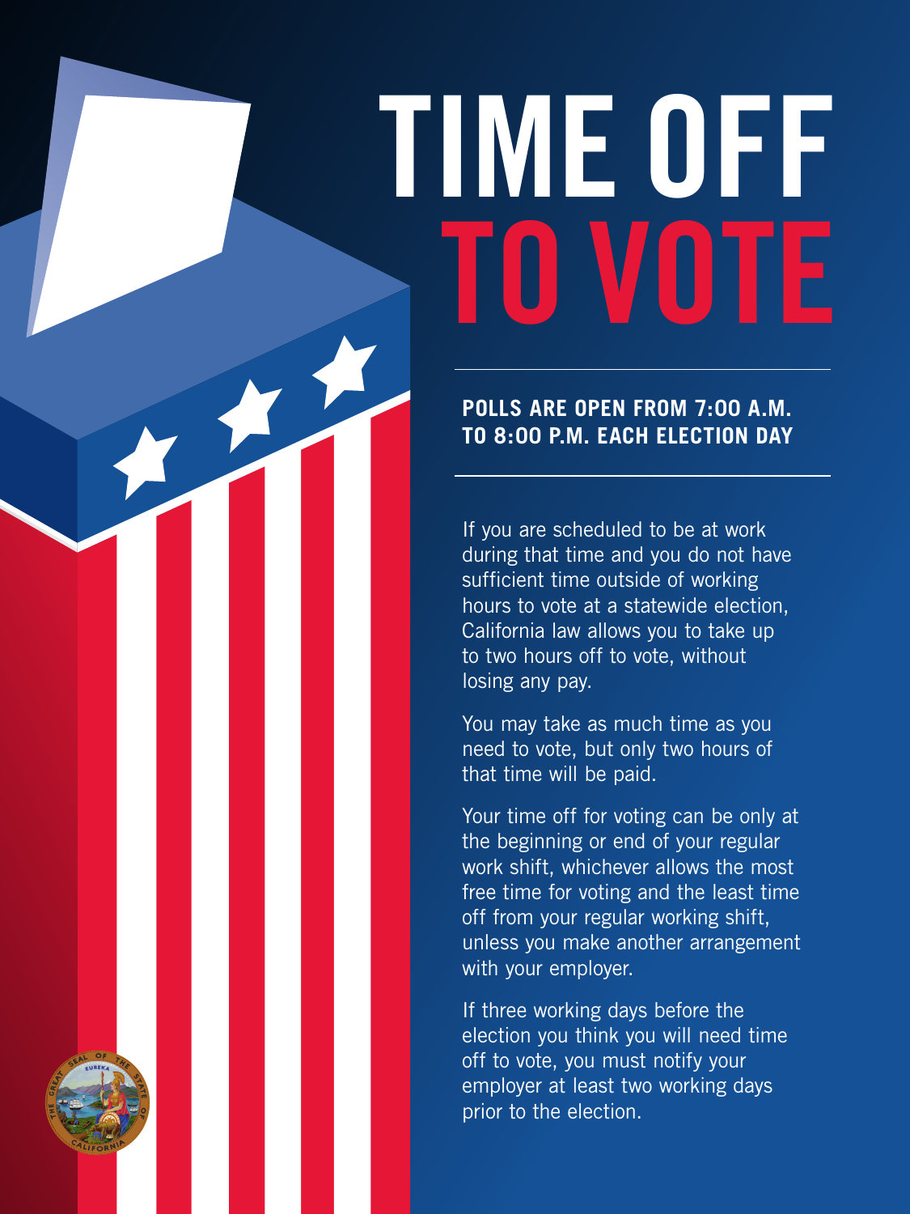# TIME OFF TO VOTE

**POLLS ARE OPEN FROM 7:00 A.M. TO 8:00 P.M. EACH ELECTION DAY**

If you are scheduled to be at work during that time and you do not have sufficient time outside of working hours to vote at a statewide election, California law allows you to take up to two hours off to vote, without losing any pay.

You may take as much time as you need to vote, but only two hours of that time will be paid.

Your time off for voting can be only at the beginning or end of your regular work shift, whichever allows the most free time for voting and the least time off from your regular working shift, unless you make another arrangement with your employer.

If three working days before the election you think you will need time off to vote, you must notify your employer at least two working days prior to the election.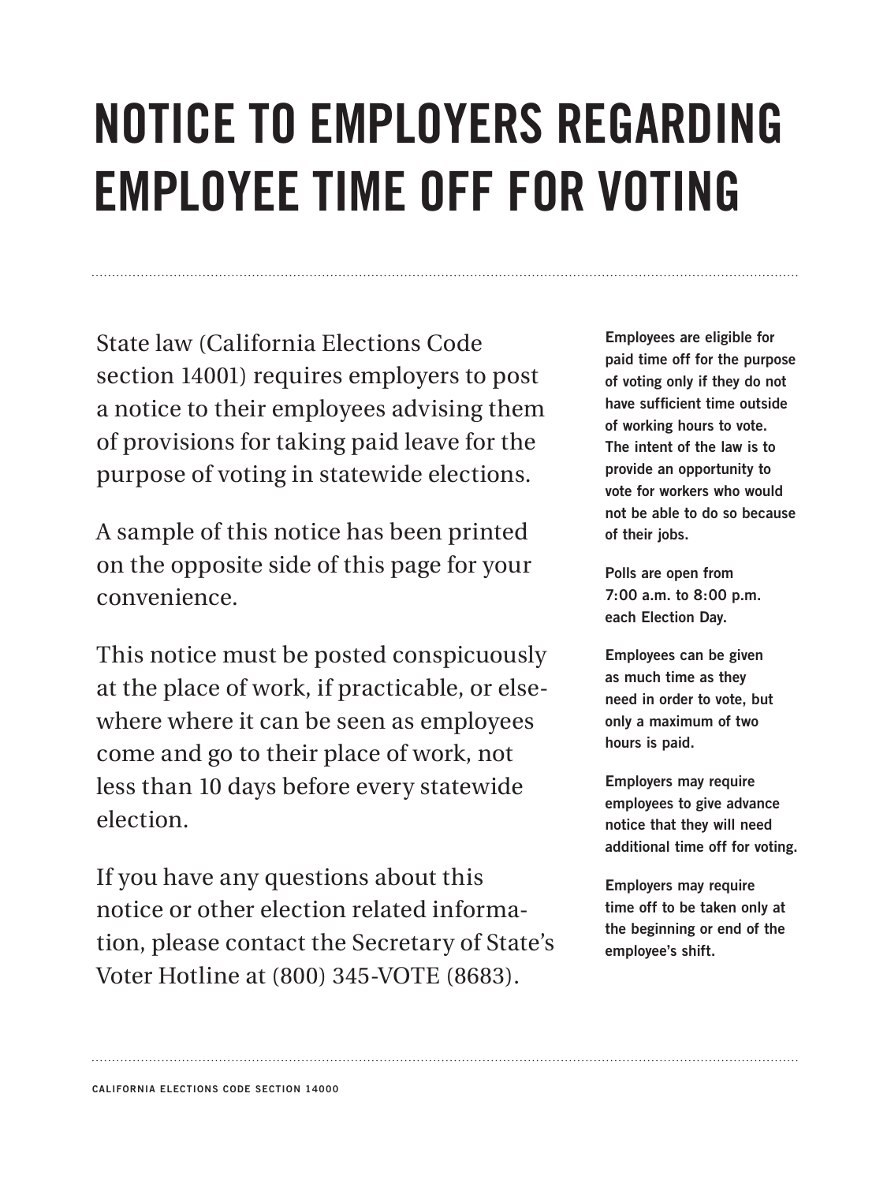# NOTICE TO EMPLOYERS REGARDING EMPLOYEE TIME OFF FOR VOTING

State law (California Elections Code section 14001) requires employers to post a notice to their employees advising them of provisions for taking paid leave for the purpose of voting in statewide elections.

A sample of this notice has been printed on the opposite side of this page for your convenience.

This notice must be posted conspicuously at the place of work, if practicable, or elsewhere where it can be seen as employees come and go to their place of work, not less than 10 days before every statewide election.

If you have any questions about this notice or other election related information, please contact the Secretary of State's Voter Hotline at (800) 345-VOTE (8683).

**Employees are eligible for paid time off for the purpose of voting only if they do not have sufficient time outside of working hours to vote. The intent of the law is to provide an opportunity to vote for workers who would not be able to do so because of their jobs.**

**Polls are open from 7:00 a.m. to 8:00 p.m. each Election Day.**

**Employees can be given as much time as they need in order to vote, but only a maximum of two hours is paid.**

**Employers may require employees to give advance notice that they will need additional time off for voting.**

**Employers may require time off to be taken only at the beginning or end of the employee's shift.**

CALIFORNIA ELECTIONS CODE SECTION 14000